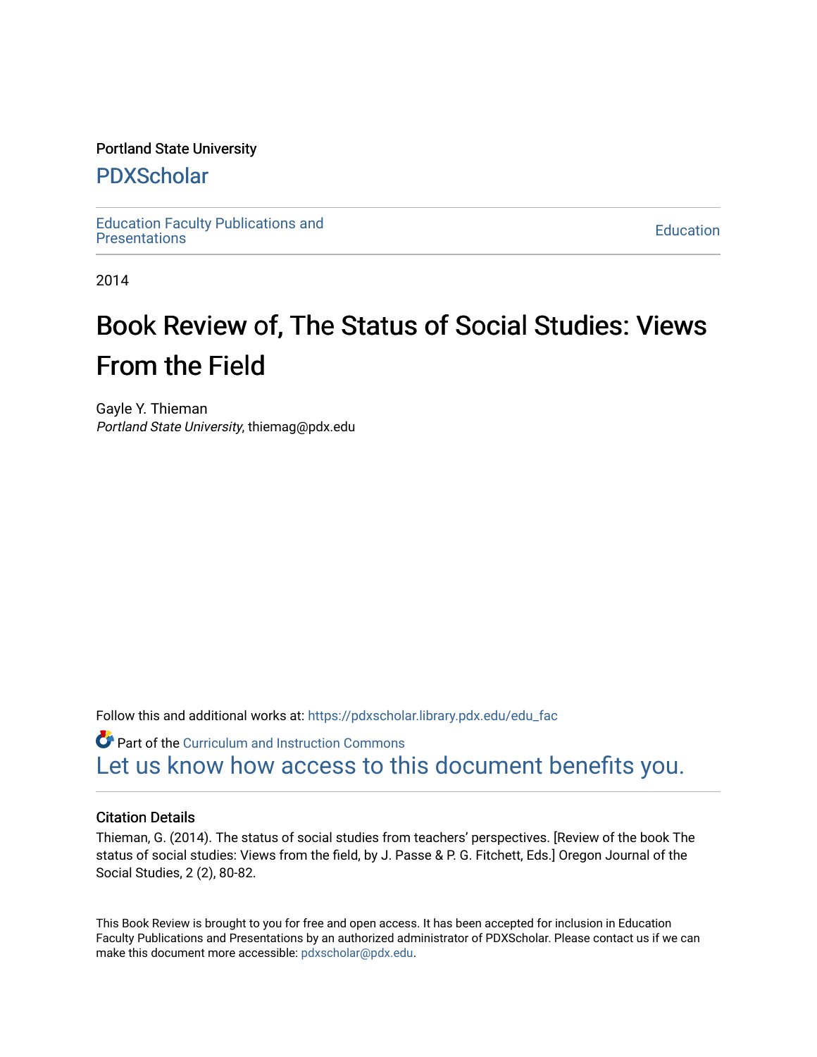Portland State University

# PDXScholar

Education Faculty Publications and Presentations

Education

2014

# Book Review of, The Status of Social Studies: Views From the Field

Gayle Y. Thieman
*Portland State University*, thiemag@pdx.edu

Follow this and additional works at: https://pdxscholar.library.pdx.edu/edu_fac

Part of the Curriculum and Instruction Commons

Let us know how access to this document benefits you.

## Citation Details

Thieman, G. (2014). The status of social studies from teachers' perspectives. [Review of the book The status of social studies: Views from the field, by J. Passe & P. G. Fitchett, Eds.] Oregon Journal of the Social Studies, 2 (2), 80-82.

This Book Review is brought to you for free and open access. It has been accepted for inclusion in Education Faculty Publications and Presentations by an authorized administrator of PDXScholar. Please contact us if we can make this document more accessible: pdxscholar@pdx.edu.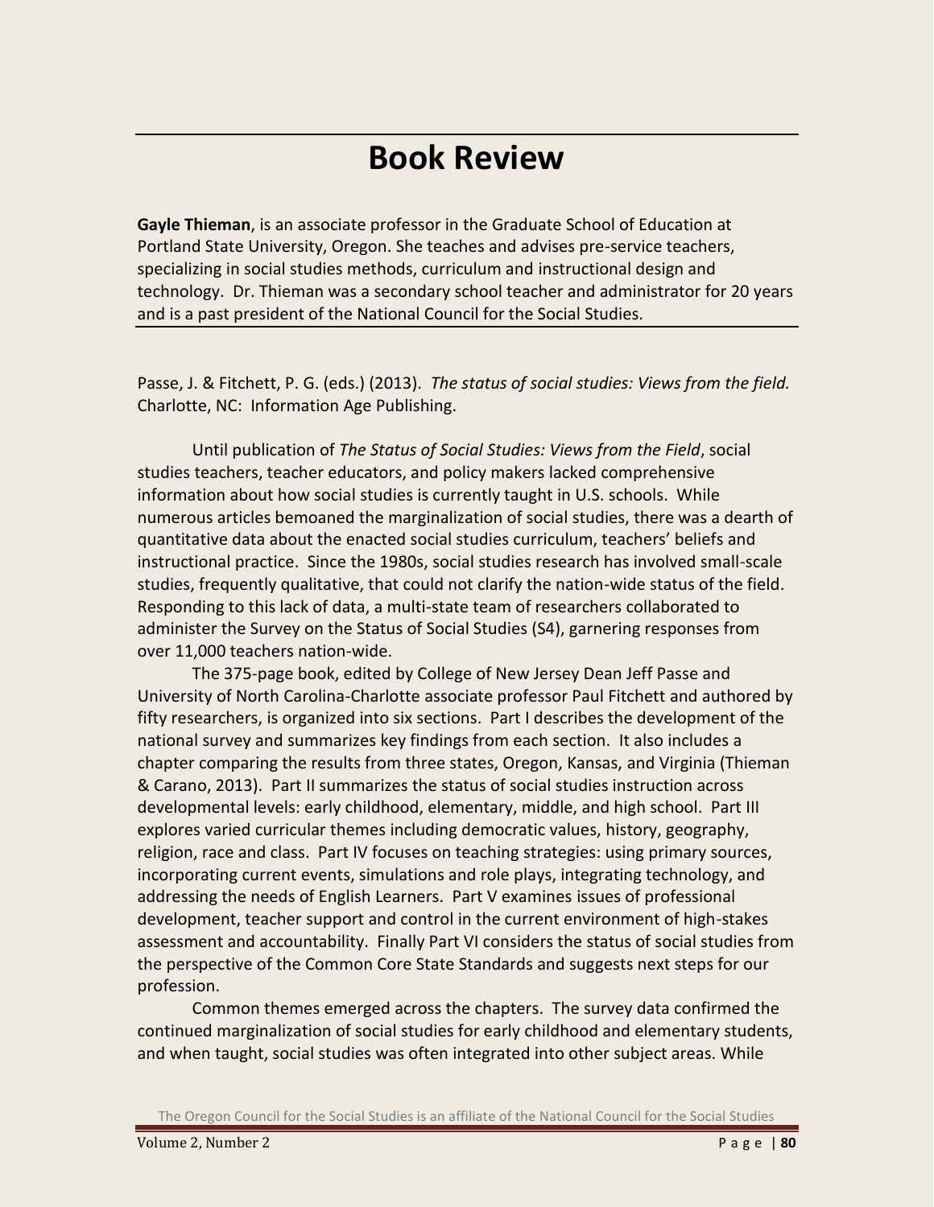# Book Review

**Gayle Thieman**, is an associate professor in the Graduate School of Education at Portland State University, Oregon. She teaches and advises pre-service teachers, specializing in social studies methods, curriculum and instructional design and technology. Dr. Thieman was a secondary school teacher and administrator for 20 years and is a past president of the National Council for the Social Studies.

Passe, J. & Fitchett, P. G. (eds.) (2013). *The status of social studies: Views from the field.* Charlotte, NC: Information Age Publishing.

Until publication of *The Status of Social Studies: Views from the Field*, social studies teachers, teacher educators, and policy makers lacked comprehensive information about how social studies is currently taught in U.S. schools. While numerous articles bemoaned the marginalization of social studies, there was a dearth of quantitative data about the enacted social studies curriculum, teachers' beliefs and instructional practice. Since the 1980s, social studies research has involved small-scale studies, frequently qualitative, that could not clarify the nation-wide status of the field. Responding to this lack of data, a multi-state team of researchers collaborated to administer the Survey on the Status of Social Studies (S4), garnering responses from over 11,000 teachers nation-wide.

The 375-page book, edited by College of New Jersey Dean Jeff Passe and University of North Carolina-Charlotte associate professor Paul Fitchett and authored by fifty researchers, is organized into six sections. Part I describes the development of the national survey and summarizes key findings from each section. It also includes a chapter comparing the results from three states, Oregon, Kansas, and Virginia (Thieman & Carano, 2013). Part II summarizes the status of social studies instruction across developmental levels: early childhood, elementary, middle, and high school. Part III explores varied curricular themes including democratic values, history, geography, religion, race and class. Part IV focuses on teaching strategies: using primary sources, incorporating current events, simulations and role plays, integrating technology, and addressing the needs of English Learners. Part V examines issues of professional development, teacher support and control in the current environment of high-stakes assessment and accountability. Finally Part VI considers the status of social studies from the perspective of the Common Core State Standards and suggests next steps for our profession.

Common themes emerged across the chapters. The survey data confirmed the continued marginalization of social studies for early childhood and elementary students, and when taught, social studies was often integrated into other subject areas. While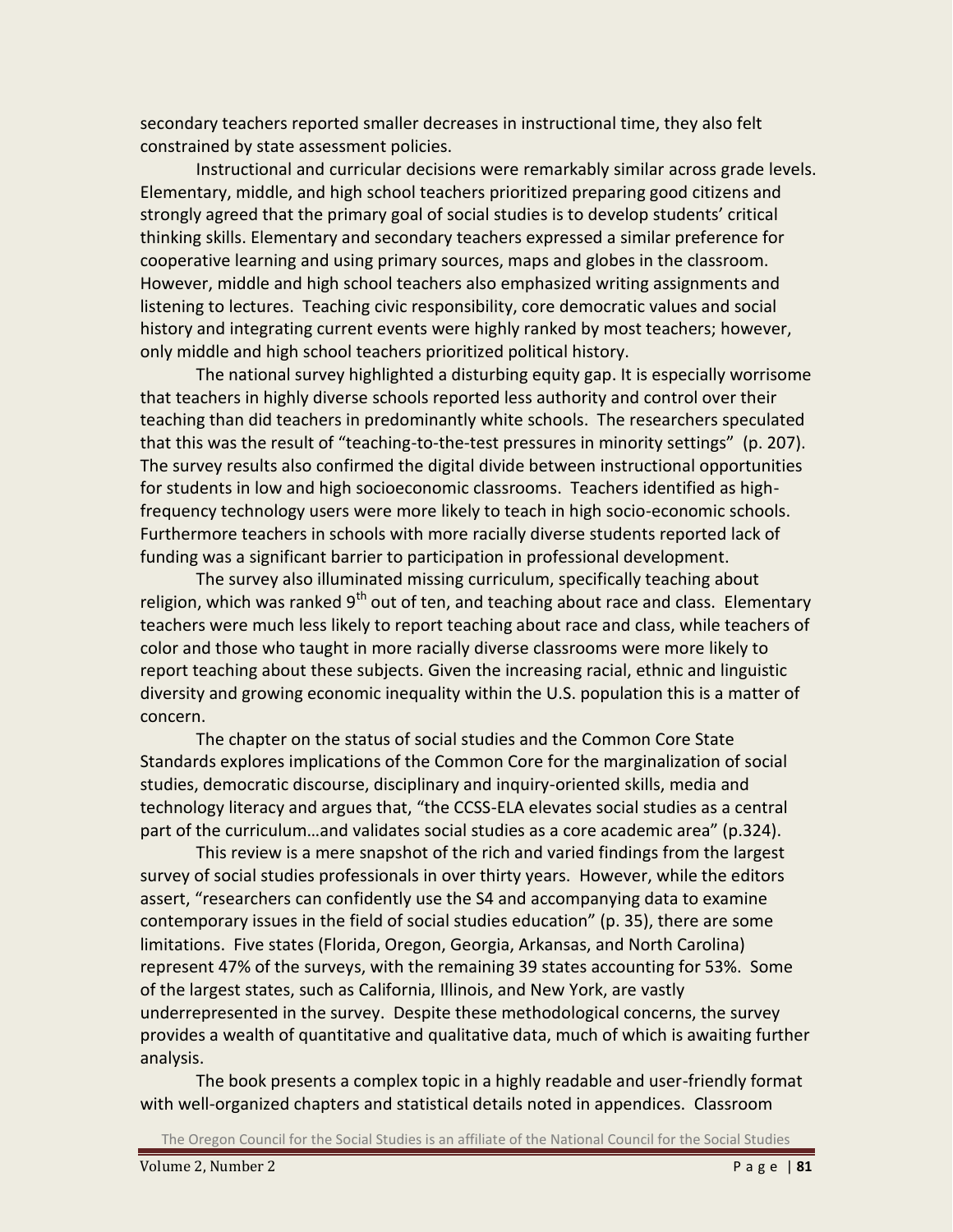secondary teachers reported smaller decreases in instructional time, they also felt constrained by state assessment policies.

Instructional and curricular decisions were remarkably similar across grade levels. Elementary, middle, and high school teachers prioritized preparing good citizens and strongly agreed that the primary goal of social studies is to develop students' critical thinking skills. Elementary and secondary teachers expressed a similar preference for cooperative learning and using primary sources, maps and globes in the classroom. However, middle and high school teachers also emphasized writing assignments and listening to lectures. Teaching civic responsibility, core democratic values and social history and integrating current events were highly ranked by most teachers; however, only middle and high school teachers prioritized political history.

The national survey highlighted a disturbing equity gap. It is especially worrisome that teachers in highly diverse schools reported less authority and control over their teaching than did teachers in predominantly white schools. The researchers speculated that this was the result of "teaching-to-the-test pressures in minority settings" (p. 207). The survey results also confirmed the digital divide between instructional opportunities for students in low and high socioeconomic classrooms. Teachers identified as high-frequency technology users were more likely to teach in high socio-economic schools. Furthermore teachers in schools with more racially diverse students reported lack of funding was a significant barrier to participation in professional development.

The survey also illuminated missing curriculum, specifically teaching about religion, which was ranked 9th out of ten, and teaching about race and class. Elementary teachers were much less likely to report teaching about race and class, while teachers of color and those who taught in more racially diverse classrooms were more likely to report teaching about these subjects. Given the increasing racial, ethnic and linguistic diversity and growing economic inequality within the U.S. population this is a matter of concern.

The chapter on the status of social studies and the Common Core State Standards explores implications of the Common Core for the marginalization of social studies, democratic discourse, disciplinary and inquiry-oriented skills, media and technology literacy and argues that, "the CCSS-ELA elevates social studies as a central part of the curriculum…and validates social studies as a core academic area" (p.324).

This review is a mere snapshot of the rich and varied findings from the largest survey of social studies professionals in over thirty years. However, while the editors assert, "researchers can confidently use the S4 and accompanying data to examine contemporary issues in the field of social studies education" (p. 35), there are some limitations. Five states (Florida, Oregon, Georgia, Arkansas, and North Carolina) represent 47% of the surveys, with the remaining 39 states accounting for 53%. Some of the largest states, such as California, Illinois, and New York, are vastly underrepresented in the survey. Despite these methodological concerns, the survey provides a wealth of quantitative and qualitative data, much of which is awaiting further analysis.

The book presents a complex topic in a highly readable and user-friendly format with well-organized chapters and statistical details noted in appendices. Classroom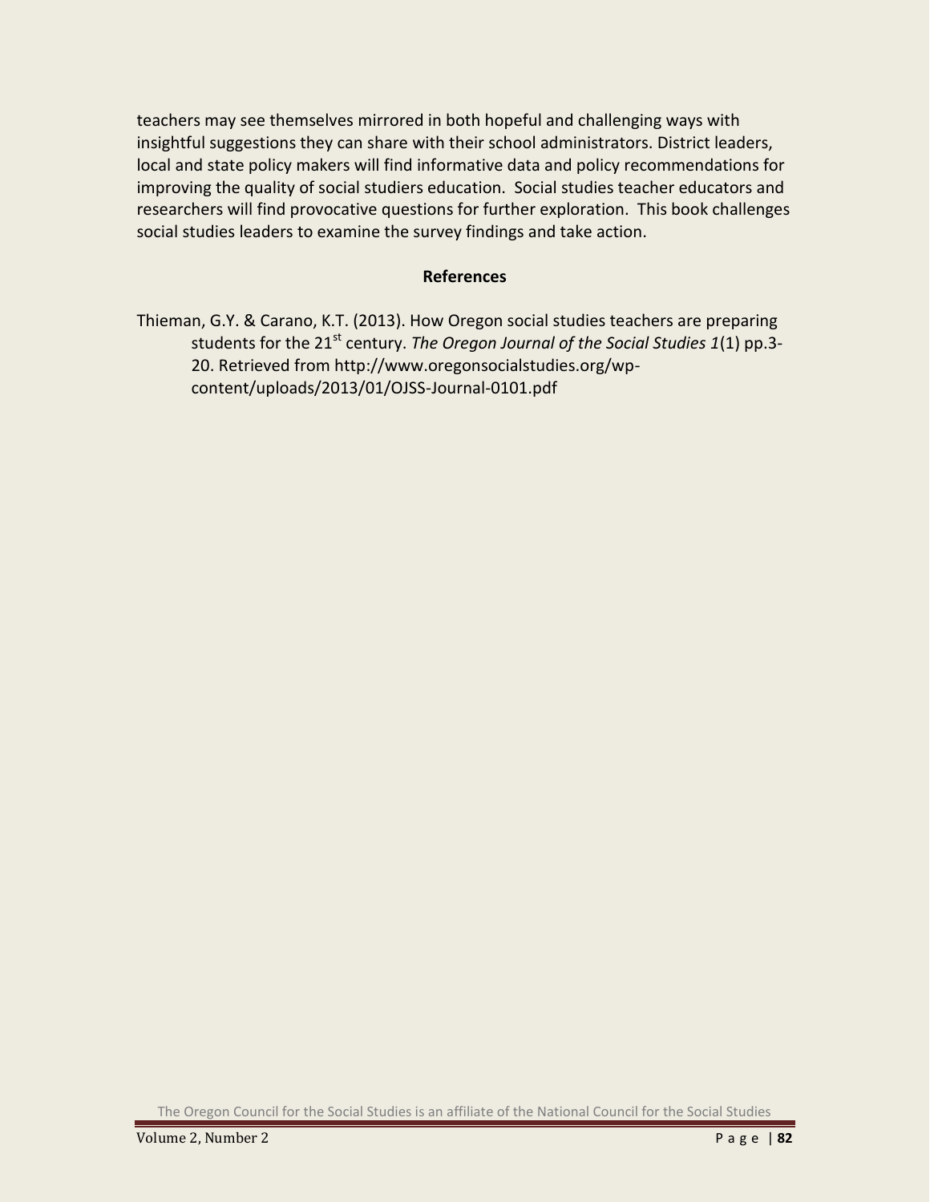teachers may see themselves mirrored in both hopeful and challenging ways with insightful suggestions they can share with their school administrators. District leaders, local and state policy makers will find informative data and policy recommendations for improving the quality of social studiers education. Social studies teacher educators and researchers will find provocative questions for further exploration. This book challenges social studies leaders to examine the survey findings and take action.

## References

Thieman, G.Y. & Carano, K.T. (2013). How Oregon social studies teachers are preparing students for the 21st century. *The Oregon Journal of the Social Studies 1*(1) pp.3-20. Retrieved from http://www.oregonsocialstudies.org/wp-content/uploads/2013/01/OJSS-Journal-0101.pdf